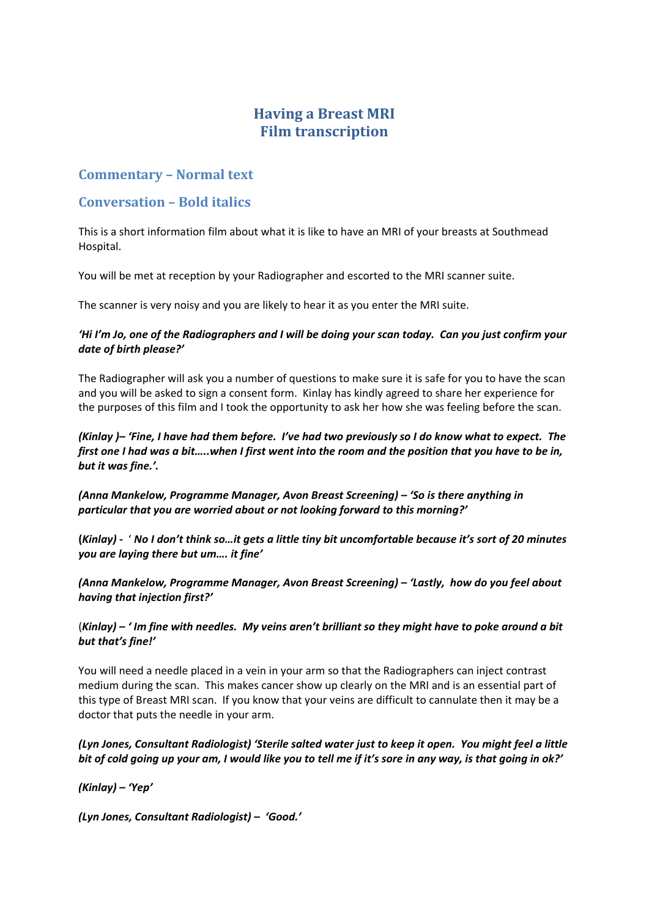# Having a Breast MRI
# Film transcription

## Commentary – Normal text

## Conversation – Bold italics

This is a short information film about what it is like to have an MRI of your breasts at Southmead Hospital.

You will be met at reception by your Radiographer and escorted to the MRI scanner suite.

The scanner is very noisy and you are likely to hear it as you enter the MRI suite.

***'Hi I'm Jo, one of the Radiographers and I will be doing your scan today. Can you just confirm your date of birth please?'***

The Radiographer will ask you a number of questions to make sure it is safe for you to have the scan and you will be asked to sign a consent form. Kinlay has kindly agreed to share her experience for the purposes of this film and I took the opportunity to ask her how she was feeling before the scan.

***(Kinlay )– 'Fine, I have had them before. I've had two previously so I do know what to expect. The first one I had was a bit…..when I first went into the room and the position that you have to be in, but it was fine.'.***

***(Anna Mankelow, Programme Manager, Avon Breast Screening) – 'So is there anything in particular that you are worried about or not looking forward to this morning?'***

**(*Kinlay*) -** ' ***No I don't think so…it gets a little tiny bit uncomfortable because it's sort of 20 minutes you are laying there but um…. it fine'***

***(Anna Mankelow, Programme Manager, Avon Breast Screening) – 'Lastly, how do you feel about having that injection first?'***

(***Kinlay) – ' Im fine with needles. My veins aren't brilliant so they might have to poke around a bit but that's fine!'***

You will need a needle placed in a vein in your arm so that the Radiographers can inject contrast medium during the scan. This makes cancer show up clearly on the MRI and is an essential part of this type of Breast MRI scan. If you know that your veins are difficult to cannulate then it may be a doctor that puts the needle in your arm.

***(Lyn Jones, Consultant Radiologist) 'Sterile salted water just to keep it open. You might feel a little bit of cold going up your am, I would like you to tell me if it's sore in any way, is that going in ok?'***

***(Kinlay) – 'Yep'***

***(Lyn Jones, Consultant Radiologist) – 'Good.'***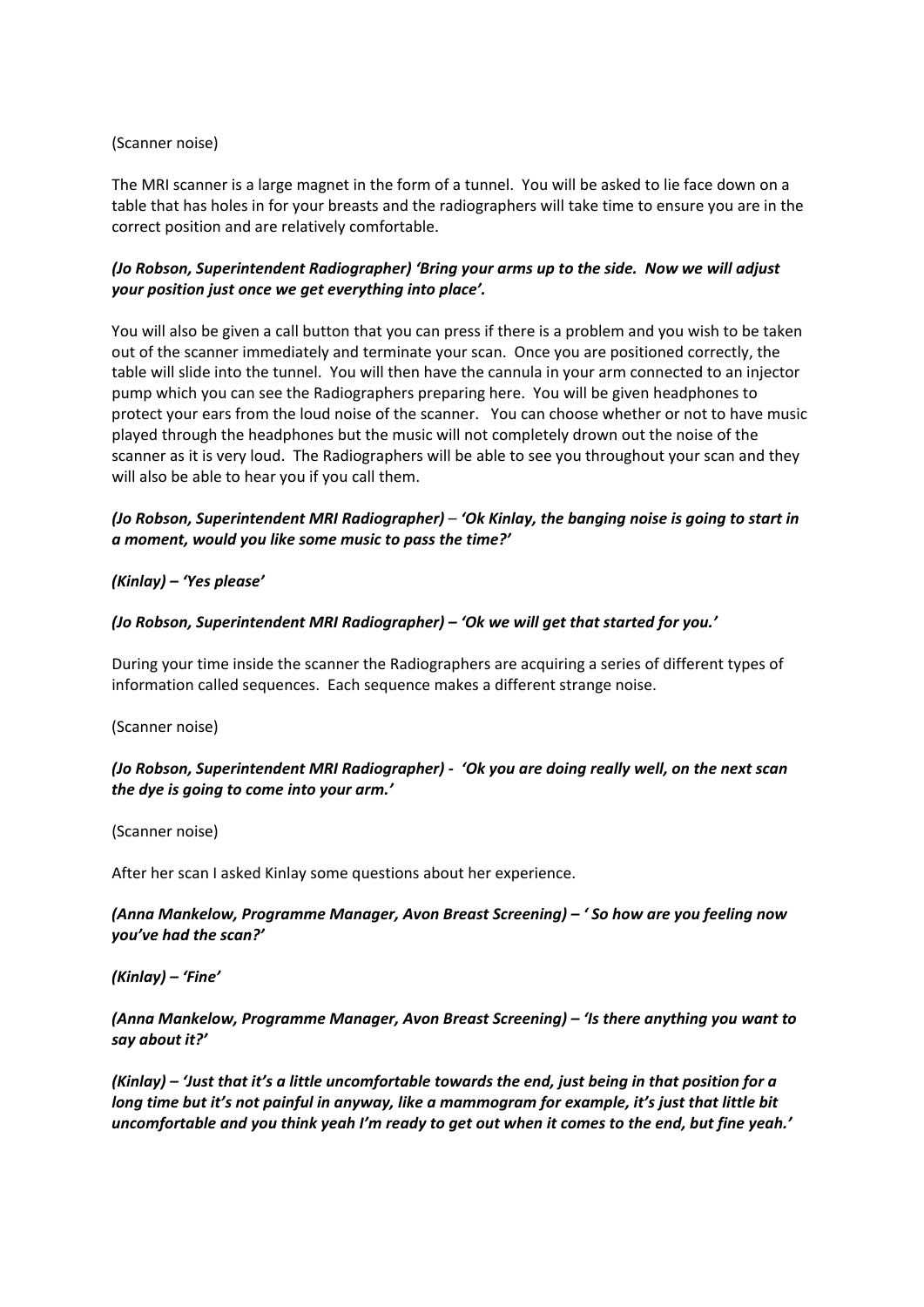(Scanner noise)

The MRI scanner is a large magnet in the form of a tunnel. You will be asked to lie face down on a table that has holes in for your breasts and the radiographers will take time to ensure you are in the correct position and are relatively comfortable.

***(Jo Robson, Superintendent Radiographer) 'Bring your arms up to the side. Now we will adjust your position just once we get everything into place'.***

You will also be given a call button that you can press if there is a problem and you wish to be taken out of the scanner immediately and terminate your scan. Once you are positioned correctly, the table will slide into the tunnel. You will then have the cannula in your arm connected to an injector pump which you can see the Radiographers preparing here. You will be given headphones to protect your ears from the loud noise of the scanner. You can choose whether or not to have music played through the headphones but the music will not completely drown out the noise of the scanner as it is very loud. The Radiographers will be able to see you throughout your scan and they will also be able to hear you if you call them.

***(Jo Robson, Superintendent MRI Radiographer) – 'Ok Kinlay, the banging noise is going to start in a moment, would you like some music to pass the time?'***

***(Kinlay) – 'Yes please'***

***(Jo Robson, Superintendent MRI Radiographer) – 'Ok we will get that started for you.'***

During your time inside the scanner the Radiographers are acquiring a series of different types of information called sequences. Each sequence makes a different strange noise.

(Scanner noise)

***(Jo Robson, Superintendent MRI Radiographer) - 'Ok you are doing really well, on the next scan the dye is going to come into your arm.'***

(Scanner noise)

After her scan I asked Kinlay some questions about her experience.

***(Anna Mankelow, Programme Manager, Avon Breast Screening) – ' So how are you feeling now you've had the scan?'***

***(Kinlay) – 'Fine'***

***(Anna Mankelow, Programme Manager, Avon Breast Screening) – 'Is there anything you want to say about it?'***

***(Kinlay) – 'Just that it's a little uncomfortable towards the end, just being in that position for a long time but it's not painful in anyway, like a mammogram for example, it's just that little bit uncomfortable and you think yeah I'm ready to get out when it comes to the end, but fine yeah.'***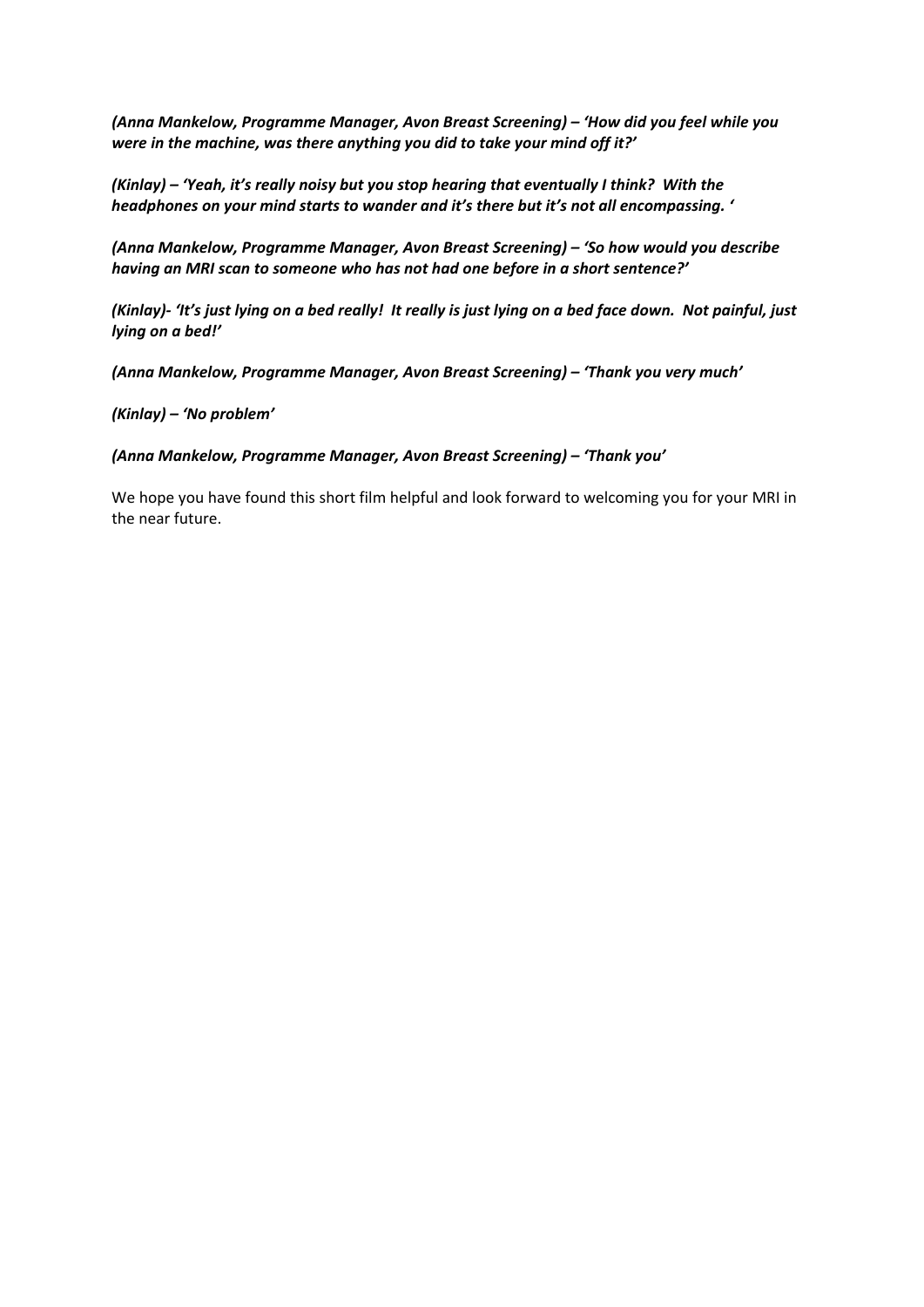***(Anna Mankelow, Programme Manager, Avon Breast Screening) – 'How did you feel while you were in the machine, was there anything you did to take your mind off it?'***

***(Kinlay) – 'Yeah, it's really noisy but you stop hearing that eventually I think? With the headphones on your mind starts to wander and it's there but it's not all encompassing. '***

***(Anna Mankelow, Programme Manager, Avon Breast Screening) – 'So how would you describe having an MRI scan to someone who has not had one before in a short sentence?'***

***(Kinlay)- 'It's just lying on a bed really! It really is just lying on a bed face down. Not painful, just lying on a bed!'***

***(Anna Mankelow, Programme Manager, Avon Breast Screening) – 'Thank you very much'***

***(Kinlay) – 'No problem'***

***(Anna Mankelow, Programme Manager, Avon Breast Screening) – 'Thank you'***

We hope you have found this short film helpful and look forward to welcoming you for your MRI in the near future.